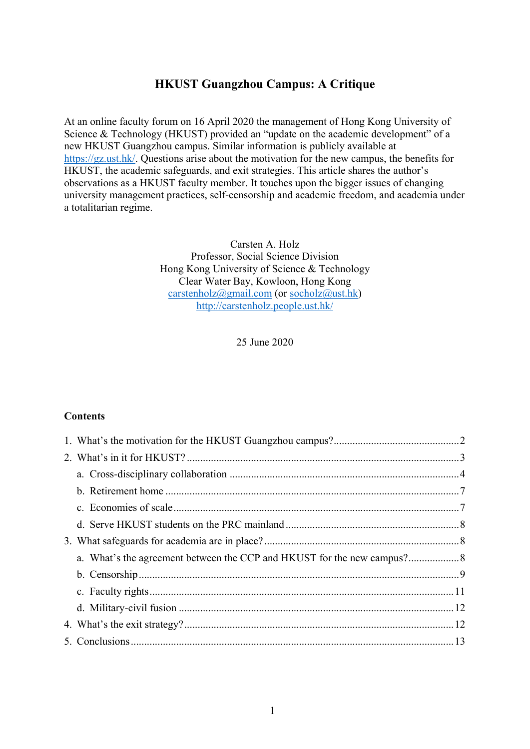# HKUST Guangzhou Campus: A Critique

At an online faculty forum on 16 April 2020 the management of Hong Kong University of Science & Technology (HKUST) provided an "update on the academic development" of a new HKUST Guangzhou campus. Similar information is publicly available at https://gz.ust.hk/. Questions arise about the motivation for the new campus, the benefits for HKUST, the academic safeguards, and exit strategies. This article shares the author's observations as a HKUST faculty member. It touches upon the bigger issues of changing university management practices, self-censorship and academic freedom, and academia under a totalitarian regime.

Carsten A. Holz
Professor, Social Science Division
Hong Kong University of Science & Technology
Clear Water Bay, Kowloon, Hong Kong
carstenholz@gmail.com (or socholz@ust.hk)
http://carstenholz.people.ust.hk/

25 June 2020

**Contents**

1. What's the motivation for the HKUST Guangzhou campus? ..... 2
2. What's in it for HKUST? ..... 3
   a. Cross-disciplinary collaboration ..... 4
   b. Retirement home ..... 7
   c. Economies of scale ..... 7
   d. Serve HKUST students on the PRC mainland ..... 8
3. What safeguards for academia are in place? ..... 8
   a. What's the agreement between the CCP and HKUST for the new campus? ..... 8
   b. Censorship ..... 9
   c. Faculty rights ..... 11
   d. Military-civil fusion ..... 12
4. What's the exit strategy? ..... 12
5. Conclusions ..... 13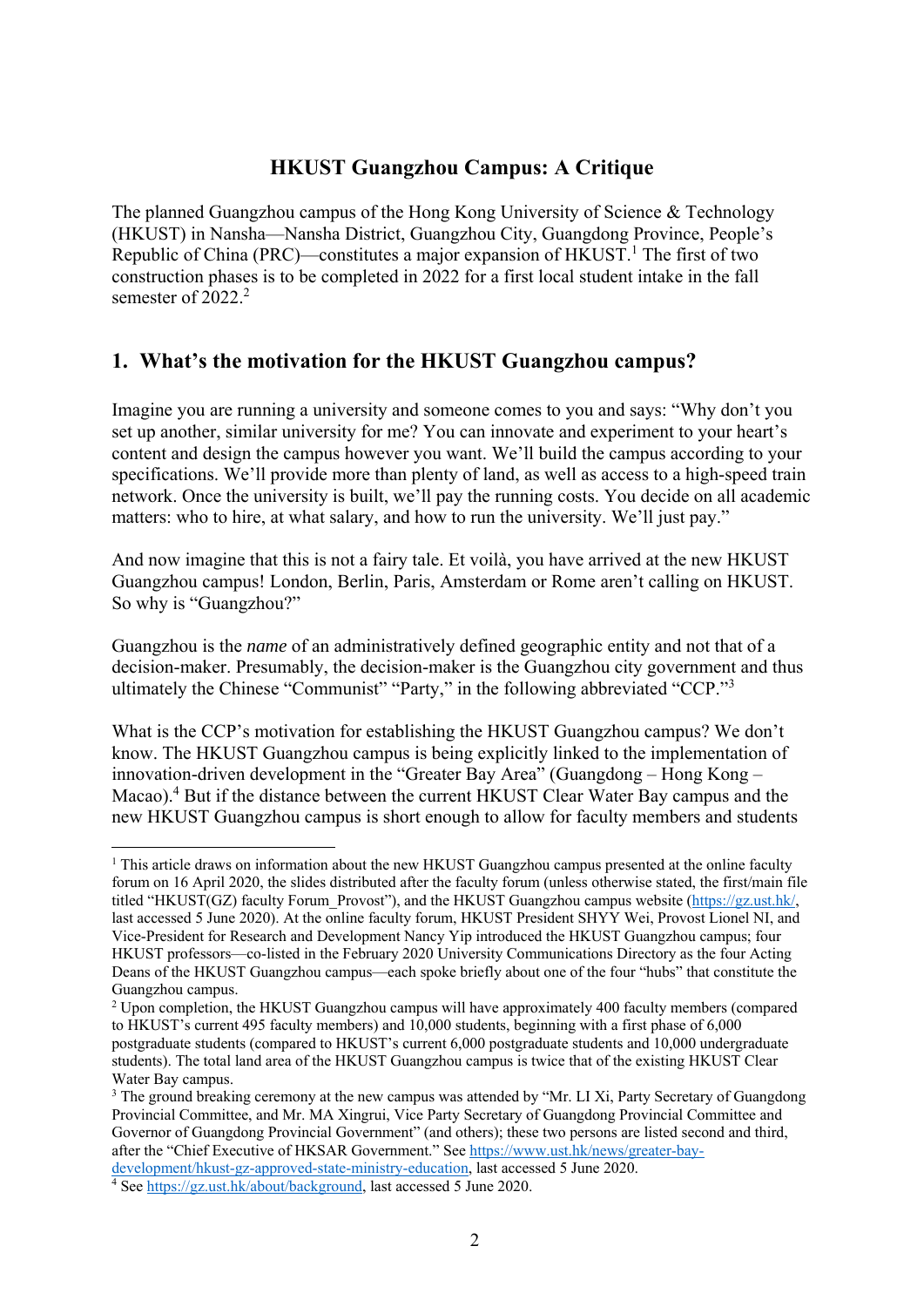# HKUST Guangzhou Campus: A Critique

The planned Guangzhou campus of the Hong Kong University of Science & Technology (HKUST) in Nansha—Nansha District, Guangzhou City, Guangdong Province, People's Republic of China (PRC)—constitutes a major expansion of HKUST.[1] The first of two construction phases is to be completed in 2022 for a first local student intake in the fall semester of 2022.[2]

## 1. What's the motivation for the HKUST Guangzhou campus?

Imagine you are running a university and someone comes to you and says: "Why don't you set up another, similar university for me? You can innovate and experiment to your heart's content and design the campus however you want. We'll build the campus according to your specifications. We'll provide more than plenty of land, as well as access to a high-speed train network. Once the university is built, we'll pay the running costs. You decide on all academic matters: who to hire, at what salary, and how to run the university. We'll just pay."

And now imagine that this is not a fairy tale. Et voilà, you have arrived at the new HKUST Guangzhou campus! London, Berlin, Paris, Amsterdam or Rome aren't calling on HKUST. So why is "Guangzhou?"

Guangzhou is the *name* of an administratively defined geographic entity and not that of a decision-maker. Presumably, the decision-maker is the Guangzhou city government and thus ultimately the Chinese "Communist" "Party," in the following abbreviated "CCP."[3]

What is the CCP's motivation for establishing the HKUST Guangzhou campus? We don't know. The HKUST Guangzhou campus is being explicitly linked to the implementation of innovation-driven development in the "Greater Bay Area" (Guangdong – Hong Kong – Macao).[4] But if the distance between the current HKUST Clear Water Bay campus and the new HKUST Guangzhou campus is short enough to allow for faculty members and students

---

[1] This article draws on information about the new HKUST Guangzhou campus presented at the online faculty forum on 16 April 2020, the slides distributed after the faculty forum (unless otherwise stated, the first/main file titled "HKUST(GZ) faculty Forum_Provost"), and the HKUST Guangzhou campus website (https://gz.ust.hk/, last accessed 5 June 2020). At the online faculty forum, HKUST President SHYY Wei, Provost Lionel NI, and Vice-President for Research and Development Nancy Yip introduced the HKUST Guangzhou campus; four HKUST professors—co-listed in the February 2020 University Communications Directory as the four Acting Deans of the HKUST Guangzhou campus—each spoke briefly about one of the four "hubs" that constitute the Guangzhou campus.

[2] Upon completion, the HKUST Guangzhou campus will have approximately 400 faculty members (compared to HKUST's current 495 faculty members) and 10,000 students, beginning with a first phase of 6,000 postgraduate students (compared to HKUST's current 6,000 postgraduate students and 10,000 undergraduate students). The total land area of the HKUST Guangzhou campus is twice that of the existing HKUST Clear Water Bay campus.

[3] The ground breaking ceremony at the new campus was attended by "Mr. LI Xi, Party Secretary of Guangdong Provincial Committee, and Mr. MA Xingrui, Vice Party Secretary of Guangdong Provincial Committee and Governor of Guangdong Provincial Government" (and others); these two persons are listed second and third, after the "Chief Executive of HKSAR Government." See https://www.ust.hk/news/greater-bay-development/hkust-gz-approved-state-ministry-education, last accessed 5 June 2020.

[4] See https://gz.ust.hk/about/background, last accessed 5 June 2020.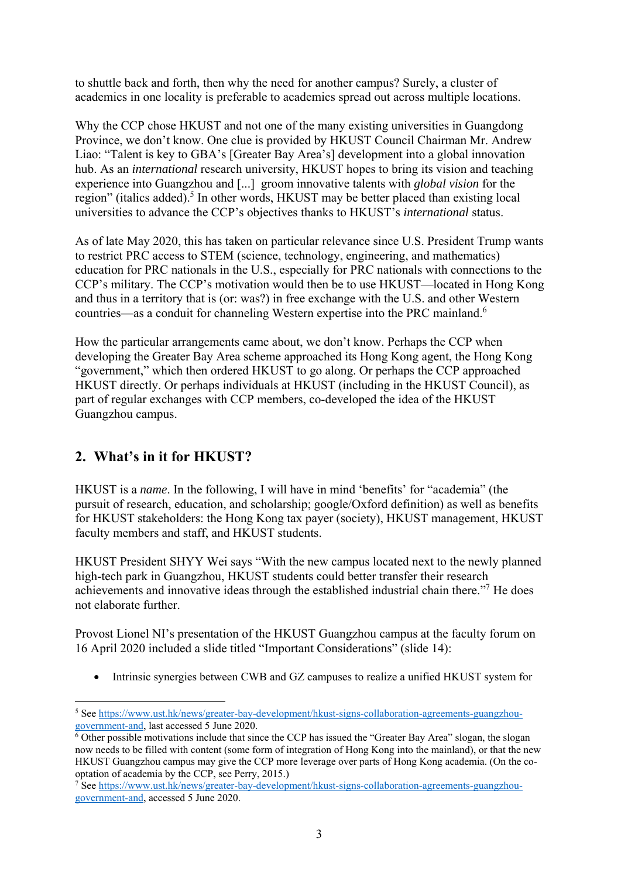to shuttle back and forth, then why the need for another campus? Surely, a cluster of academics in one locality is preferable to academics spread out across multiple locations.

Why the CCP chose HKUST and not one of the many existing universities in Guangdong Province, we don't know. One clue is provided by HKUST Council Chairman Mr. Andrew Liao: "Talent is key to GBA's [Greater Bay Area's] development into a global innovation hub. As an *international* research university, HKUST hopes to bring its vision and teaching experience into Guangzhou and [...] groom innovative talents with *global vision* for the region" (italics added).[5] In other words, HKUST may be better placed than existing local universities to advance the CCP's objectives thanks to HKUST's *international* status.

As of late May 2020, this has taken on particular relevance since U.S. President Trump wants to restrict PRC access to STEM (science, technology, engineering, and mathematics) education for PRC nationals in the U.S., especially for PRC nationals with connections to the CCP's military. The CCP's motivation would then be to use HKUST—located in Hong Kong and thus in a territory that is (or: was?) in free exchange with the U.S. and other Western countries—as a conduit for channeling Western expertise into the PRC mainland.[6]

How the particular arrangements came about, we don't know. Perhaps the CCP when developing the Greater Bay Area scheme approached its Hong Kong agent, the Hong Kong "government," which then ordered HKUST to go along. Or perhaps the CCP approached HKUST directly. Or perhaps individuals at HKUST (including in the HKUST Council), as part of regular exchanges with CCP members, co-developed the idea of the HKUST Guangzhou campus.

## 2. What's in it for HKUST?

HKUST is a *name*. In the following, I will have in mind 'benefits' for "academia" (the pursuit of research, education, and scholarship; google/Oxford definition) as well as benefits for HKUST stakeholders: the Hong Kong tax payer (society), HKUST management, HKUST faculty members and staff, and HKUST students.

HKUST President SHYY Wei says "With the new campus located next to the newly planned high-tech park in Guangzhou, HKUST students could better transfer their research achievements and innovative ideas through the established industrial chain there."[7] He does not elaborate further.

Provost Lionel NI's presentation of the HKUST Guangzhou campus at the faculty forum on 16 April 2020 included a slide titled "Important Considerations" (slide 14):

- Intrinsic synergies between CWB and GZ campuses to realize a unified HKUST system for

---

[5] See https://www.ust.hk/news/greater-bay-development/hkust-signs-collaboration-agreements-guangzhou-government-and, last accessed 5 June 2020.

[6] Other possible motivations include that since the CCP has issued the "Greater Bay Area" slogan, the slogan now needs to be filled with content (some form of integration of Hong Kong into the mainland), or that the new HKUST Guangzhou campus may give the CCP more leverage over parts of Hong Kong academia. (On the co-optation of academia by the CCP, see Perry, 2015.)

[7] See https://www.ust.hk/news/greater-bay-development/hkust-signs-collaboration-agreements-guangzhou-government-and, accessed 5 June 2020.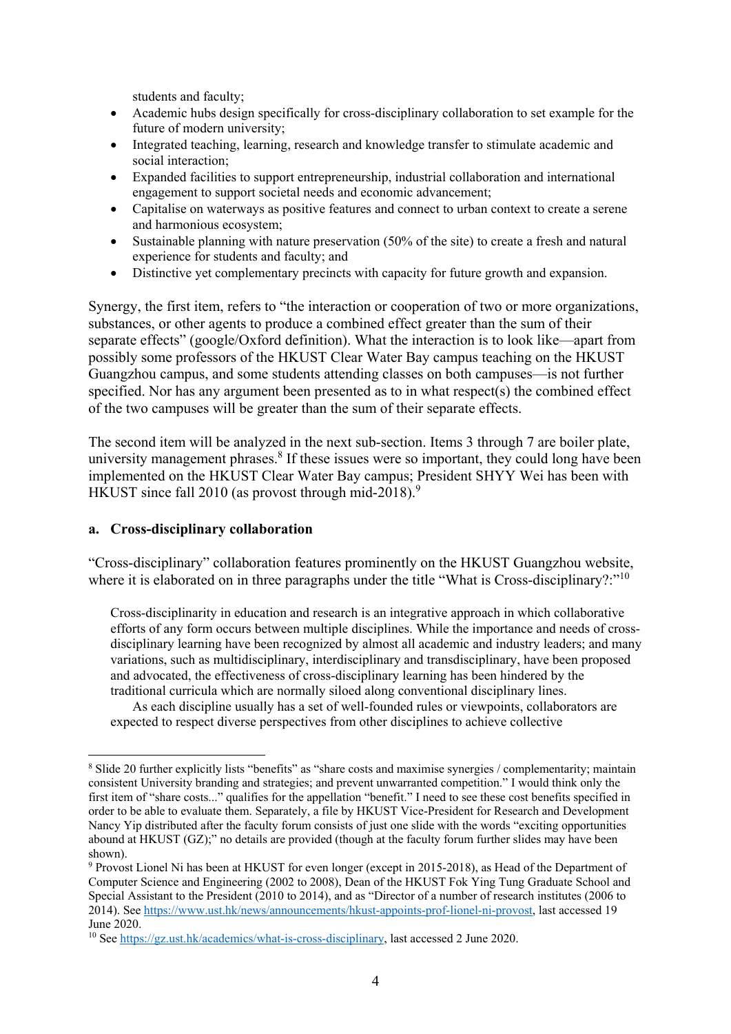students and faculty;

- Academic hubs design specifically for cross-disciplinary collaboration to set example for the future of modern university;
- Integrated teaching, learning, research and knowledge transfer to stimulate academic and social interaction;
- Expanded facilities to support entrepreneurship, industrial collaboration and international engagement to support societal needs and economic advancement;
- Capitalise on waterways as positive features and connect to urban context to create a serene and harmonious ecosystem;
- Sustainable planning with nature preservation (50% of the site) to create a fresh and natural experience for students and faculty; and
- Distinctive yet complementary precincts with capacity for future growth and expansion.

Synergy, the first item, refers to "the interaction or cooperation of two or more organizations, substances, or other agents to produce a combined effect greater than the sum of their separate effects" (google/Oxford definition). What the interaction is to look like—apart from possibly some professors of the HKUST Clear Water Bay campus teaching on the HKUST Guangzhou campus, and some students attending classes on both campuses—is not further specified. Nor has any argument been presented as to in what respect(s) the combined effect of the two campuses will be greater than the sum of their separate effects.

The second item will be analyzed in the next sub-section. Items 3 through 7 are boiler plate, university management phrases.[8] If these issues were so important, they could long have been implemented on the HKUST Clear Water Bay campus; President SHYY Wei has been with HKUST since fall 2010 (as provost through mid-2018).[9]

### a. Cross-disciplinary collaboration

"Cross-disciplinary" collaboration features prominently on the HKUST Guangzhou website, where it is elaborated on in three paragraphs under the title "What is Cross-disciplinary?:"[10]

> Cross-disciplinarity in education and research is an integrative approach in which collaborative efforts of any form occurs between multiple disciplines. While the importance and needs of cross-disciplinary learning have been recognized by almost all academic and industry leaders; and many variations, such as multidisciplinary, interdisciplinary and transdisciplinary, have been proposed and advocated, the effectiveness of cross-disciplinary learning has been hindered by the traditional curricula which are normally siloed along conventional disciplinary lines.
>
> As each discipline usually has a set of well-founded rules or viewpoints, collaborators are expected to respect diverse perspectives from other disciplines to achieve collective

---

[8] Slide 20 further explicitly lists "benefits" as "share costs and maximise synergies / complementarity; maintain consistent University branding and strategies; and prevent unwarranted competition." I would think only the first item of "share costs..." qualifies for the appellation "benefit." I need to see these cost benefits specified in order to be able to evaluate them. Separately, a file by HKUST Vice-President for Research and Development Nancy Yip distributed after the faculty forum consists of just one slide with the words "exciting opportunities abound at HKUST (GZ);" no details are provided (though at the faculty forum further slides may have been shown).

[9] Provost Lionel Ni has been at HKUST for even longer (except in 2015-2018), as Head of the Department of Computer Science and Engineering (2002 to 2008), Dean of the HKUST Fok Ying Tung Graduate School and Special Assistant to the President (2010 to 2014), and as "Director of a number of research institutes (2006 to 2014). See https://www.ust.hk/news/announcements/hkust-appoints-prof-lionel-ni-provost, last accessed 19 June 2020.

[10] See https://gz.ust.hk/academics/what-is-cross-disciplinary, last accessed 2 June 2020.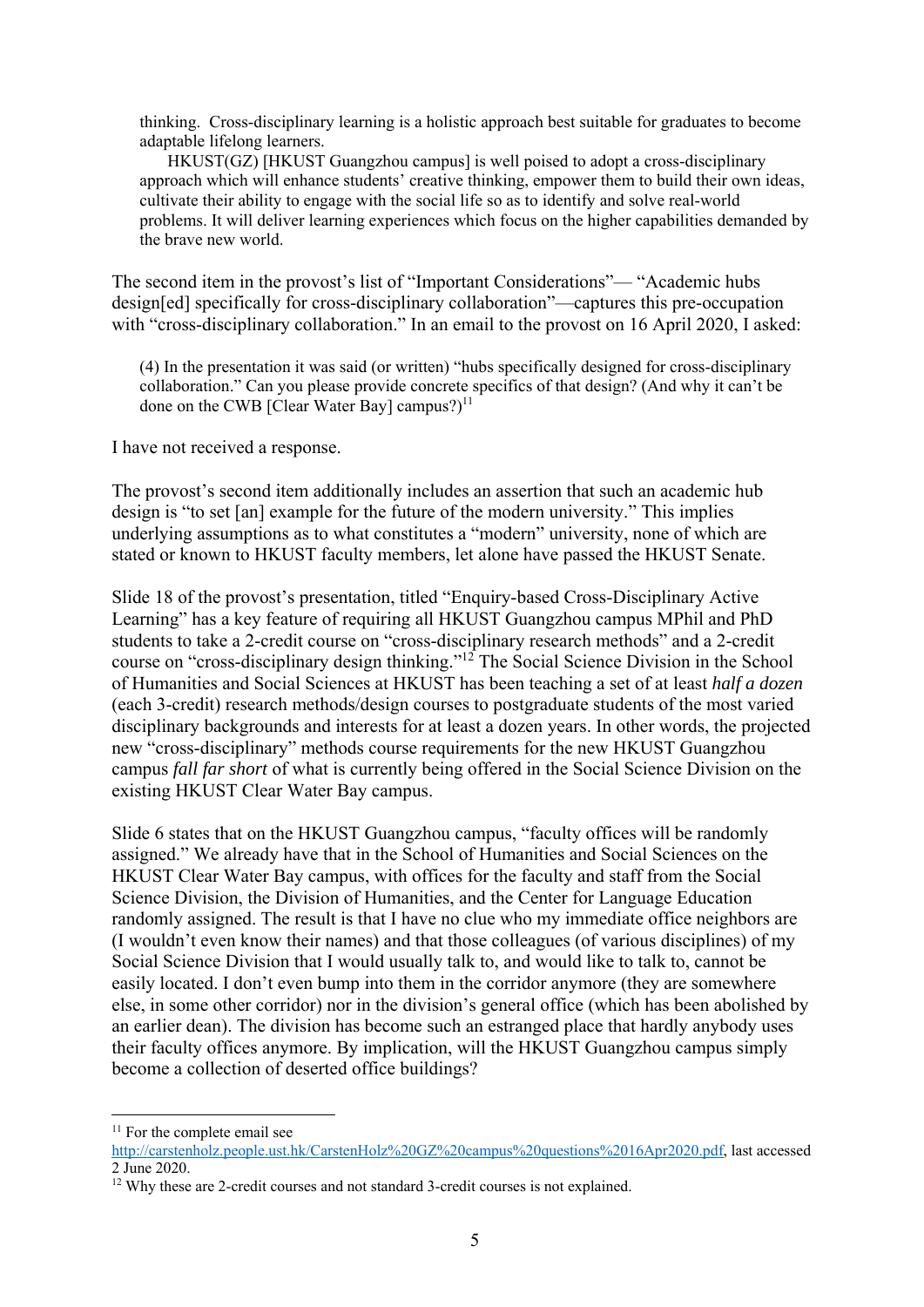> thinking. Cross-disciplinary learning is a holistic approach best suitable for graduates to become adaptable lifelong learners.
>
> HKUST(GZ) [HKUST Guangzhou campus] is well poised to adopt a cross-disciplinary approach which will enhance students' creative thinking, empower them to build their own ideas, cultivate their ability to engage with the social life so as to identify and solve real-world problems. It will deliver learning experiences which focus on the higher capabilities demanded by the brave new world.

The second item in the provost's list of "Important Considerations"— "Academic hubs design[ed] specifically for cross-disciplinary collaboration"—captures this pre-occupation with "cross-disciplinary collaboration." In an email to the provost on 16 April 2020, I asked:

> (4) In the presentation it was said (or written) "hubs specifically designed for cross-disciplinary collaboration." Can you please provide concrete specifics of that design? (And why it can't be done on the CWB [Clear Water Bay] campus?)[11]

I have not received a response.

The provost's second item additionally includes an assertion that such an academic hub design is "to set [an] example for the future of the modern university." This implies underlying assumptions as to what constitutes a "modern" university, none of which are stated or known to HKUST faculty members, let alone have passed the HKUST Senate.

Slide 18 of the provost's presentation, titled "Enquiry-based Cross-Disciplinary Active Learning" has a key feature of requiring all HKUST Guangzhou campus MPhil and PhD students to take a 2-credit course on "cross-disciplinary research methods" and a 2-credit course on "cross-disciplinary design thinking."[12] The Social Science Division in the School of Humanities and Social Sciences at HKUST has been teaching a set of at least *half a dozen* (each 3-credit) research methods/design courses to postgraduate students of the most varied disciplinary backgrounds and interests for at least a dozen years. In other words, the projected new "cross-disciplinary" methods course requirements for the new HKUST Guangzhou campus *fall far short* of what is currently being offered in the Social Science Division on the existing HKUST Clear Water Bay campus.

Slide 6 states that on the HKUST Guangzhou campus, "faculty offices will be randomly assigned." We already have that in the School of Humanities and Social Sciences on the HKUST Clear Water Bay campus, with offices for the faculty and staff from the Social Science Division, the Division of Humanities, and the Center for Language Education randomly assigned. The result is that I have no clue who my immediate office neighbors are (I wouldn't even know their names) and that those colleagues (of various disciplines) of my Social Science Division that I would usually talk to, and would like to talk to, cannot be easily located. I don't even bump into them in the corridor anymore (they are somewhere else, in some other corridor) nor in the division's general office (which has been abolished by an earlier dean). The division has become such an estranged place that hardly anybody uses their faculty offices anymore. By implication, will the HKUST Guangzhou campus simply become a collection of deserted office buildings?

---

[11] For the complete email see http://carstenholz.people.ust.hk/CarstenHolz%20GZ%20campus%20questions%2016Apr2020.pdf, last accessed 2 June 2020.

[12] Why these are 2-credit courses and not standard 3-credit courses is not explained.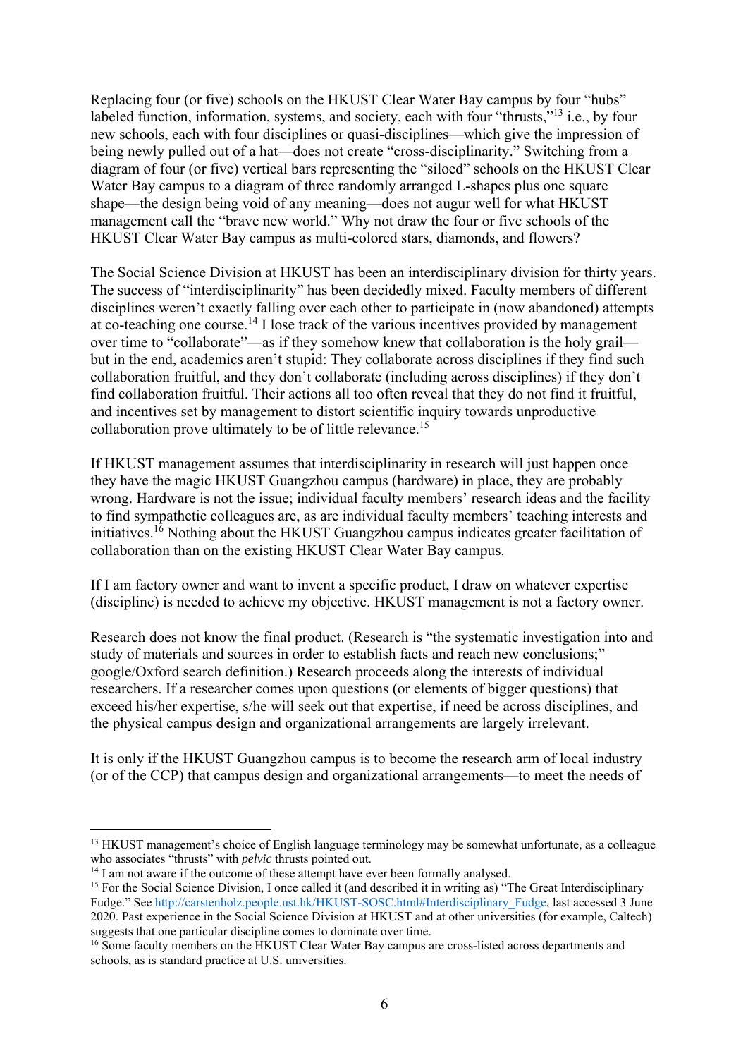Replacing four (or five) schools on the HKUST Clear Water Bay campus by four "hubs" labeled function, information, systems, and society, each with four "thrusts,"[13] i.e., by four new schools, each with four disciplines or quasi-disciplines—which give the impression of being newly pulled out of a hat—does not create "cross-disciplinarity." Switching from a diagram of four (or five) vertical bars representing the "siloed" schools on the HKUST Clear Water Bay campus to a diagram of three randomly arranged L-shapes plus one square shape—the design being void of any meaning—does not augur well for what HKUST management call the "brave new world." Why not draw the four or five schools of the HKUST Clear Water Bay campus as multi-colored stars, diamonds, and flowers?

The Social Science Division at HKUST has been an interdisciplinary division for thirty years. The success of "interdisciplinarity" has been decidedly mixed. Faculty members of different disciplines weren't exactly falling over each other to participate in (now abandoned) attempts at co-teaching one course.[14] I lose track of the various incentives provided by management over time to "collaborate"—as if they somehow knew that collaboration is the holy grail—but in the end, academics aren't stupid: They collaborate across disciplines if they find such collaboration fruitful, and they don't collaborate (including across disciplines) if they don't find collaboration fruitful. Their actions all too often reveal that they do not find it fruitful, and incentives set by management to distort scientific inquiry towards unproductive collaboration prove ultimately to be of little relevance.[15]

If HKUST management assumes that interdisciplinarity in research will just happen once they have the magic HKUST Guangzhou campus (hardware) in place, they are probably wrong. Hardware is not the issue; individual faculty members' research ideas and the facility to find sympathetic colleagues are, as are individual faculty members' teaching interests and initiatives.[16] Nothing about the HKUST Guangzhou campus indicates greater facilitation of collaboration than on the existing HKUST Clear Water Bay campus.

If I am factory owner and want to invent a specific product, I draw on whatever expertise (discipline) is needed to achieve my objective. HKUST management is not a factory owner.

Research does not know the final product. (Research is "the systematic investigation into and study of materials and sources in order to establish facts and reach new conclusions;" google/Oxford search definition.) Research proceeds along the interests of individual researchers. If a researcher comes upon questions (or elements of bigger questions) that exceed his/her expertise, s/he will seek out that expertise, if need be across disciplines, and the physical campus design and organizational arrangements are largely irrelevant.

It is only if the HKUST Guangzhou campus is to become the research arm of local industry (or of the CCP) that campus design and organizational arrangements—to meet the needs of

---

[13] HKUST management's choice of English language terminology may be somewhat unfortunate, as a colleague who associates "thrusts" with *pelvic* thrusts pointed out.

[14] I am not aware if the outcome of these attempt have ever been formally analysed.

[15] For the Social Science Division, I once called it (and described it in writing as) "The Great Interdisciplinary Fudge." See http://carstenholz.people.ust.hk/HKUST-SOSC.html#Interdisciplinary_Fudge, last accessed 3 June 2020. Past experience in the Social Science Division at HKUST and at other universities (for example, Caltech) suggests that one particular discipline comes to dominate over time.

[16] Some faculty members on the HKUST Clear Water Bay campus are cross-listed across departments and schools, as is standard practice at U.S. universities.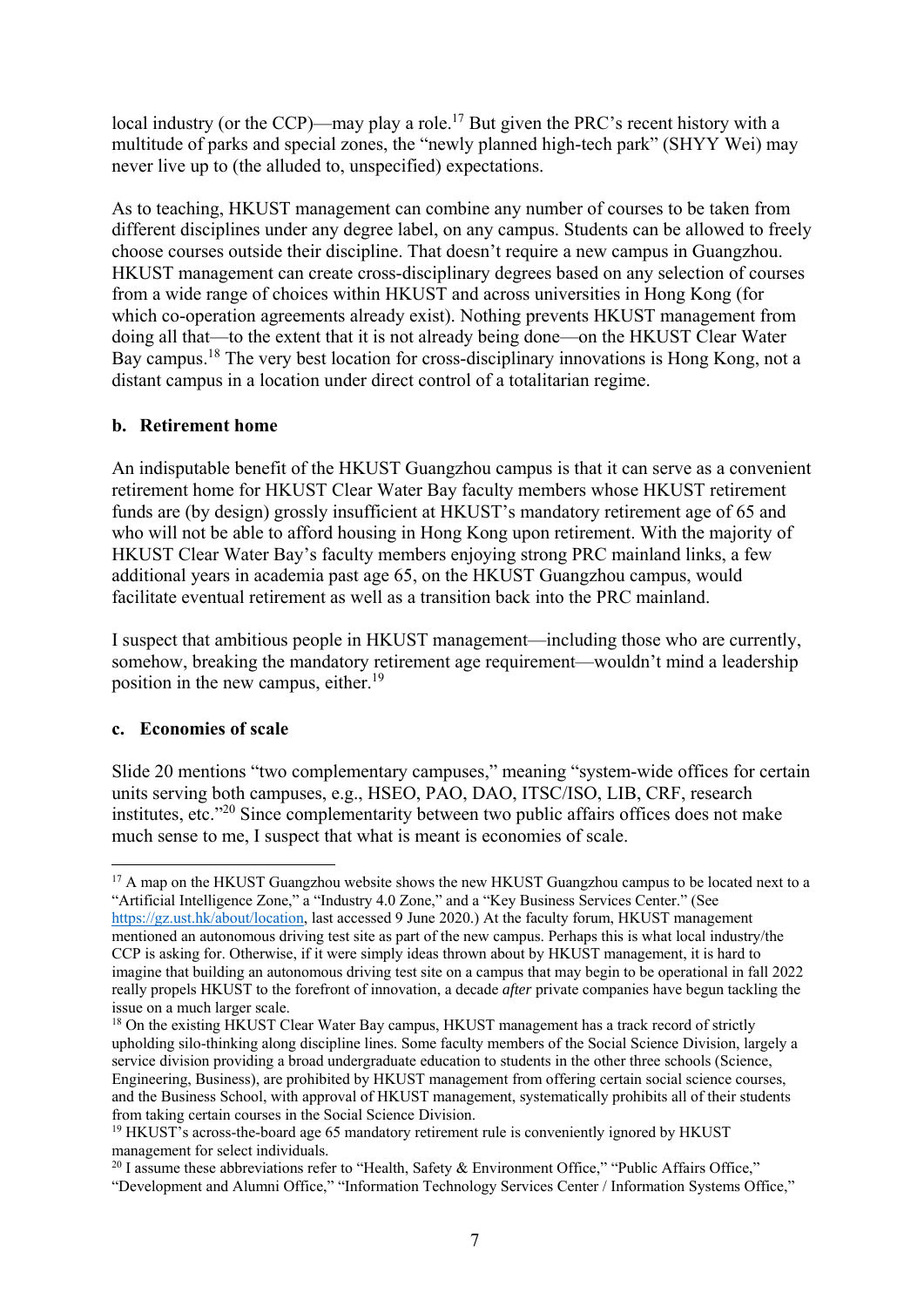local industry (or the CCP)—may play a role.[17] But given the PRC's recent history with a multitude of parks and special zones, the "newly planned high-tech park" (SHYY Wei) may never live up to (the alluded to, unspecified) expectations.

As to teaching, HKUST management can combine any number of courses to be taken from different disciplines under any degree label, on any campus. Students can be allowed to freely choose courses outside their discipline. That doesn't require a new campus in Guangzhou. HKUST management can create cross-disciplinary degrees based on any selection of courses from a wide range of choices within HKUST and across universities in Hong Kong (for which co-operation agreements already exist). Nothing prevents HKUST management from doing all that—to the extent that it is not already being done—on the HKUST Clear Water Bay campus.[18] The very best location for cross-disciplinary innovations is Hong Kong, not a distant campus in a location under direct control of a totalitarian regime.

### b. Retirement home

An indisputable benefit of the HKUST Guangzhou campus is that it can serve as a convenient retirement home for HKUST Clear Water Bay faculty members whose HKUST retirement funds are (by design) grossly insufficient at HKUST's mandatory retirement age of 65 and who will not be able to afford housing in Hong Kong upon retirement. With the majority of HKUST Clear Water Bay's faculty members enjoying strong PRC mainland links, a few additional years in academia past age 65, on the HKUST Guangzhou campus, would facilitate eventual retirement as well as a transition back into the PRC mainland.

I suspect that ambitious people in HKUST management—including those who are currently, somehow, breaking the mandatory retirement age requirement—wouldn't mind a leadership position in the new campus, either.[19]

### c. Economies of scale

Slide 20 mentions "two complementary campuses," meaning "system-wide offices for certain units serving both campuses, e.g., HSEO, PAO, DAO, ITSC/ISO, LIB, CRF, research institutes, etc."[20] Since complementarity between two public affairs offices does not make much sense to me, I suspect that what is meant is economies of scale.

---

[17] A map on the HKUST Guangzhou website shows the new HKUST Guangzhou campus to be located next to a "Artificial Intelligence Zone," a "Industry 4.0 Zone," and a "Key Business Services Center." (See https://gz.ust.hk/about/location, last accessed 9 June 2020.) At the faculty forum, HKUST management mentioned an autonomous driving test site as part of the new campus. Perhaps this is what local industry/the CCP is asking for. Otherwise, if it were simply ideas thrown about by HKUST management, it is hard to imagine that building an autonomous driving test site on a campus that may begin to be operational in fall 2022 really propels HKUST to the forefront of innovation, a decade *after* private companies have begun tackling the issue on a much larger scale.

[18] On the existing HKUST Clear Water Bay campus, HKUST management has a track record of strictly upholding silo-thinking along discipline lines. Some faculty members of the Social Science Division, largely a service division providing a broad undergraduate education to students in the other three schools (Science, Engineering, Business), are prohibited by HKUST management from offering certain social science courses, and the Business School, with approval of HKUST management, systematically prohibits all of their students from taking certain courses in the Social Science Division.

[19] HKUST's across-the-board age 65 mandatory retirement rule is conveniently ignored by HKUST management for select individuals.

[20] I assume these abbreviations refer to "Health, Safety & Environment Office," "Public Affairs Office," "Development and Alumni Office," "Information Technology Services Center / Information Systems Office,"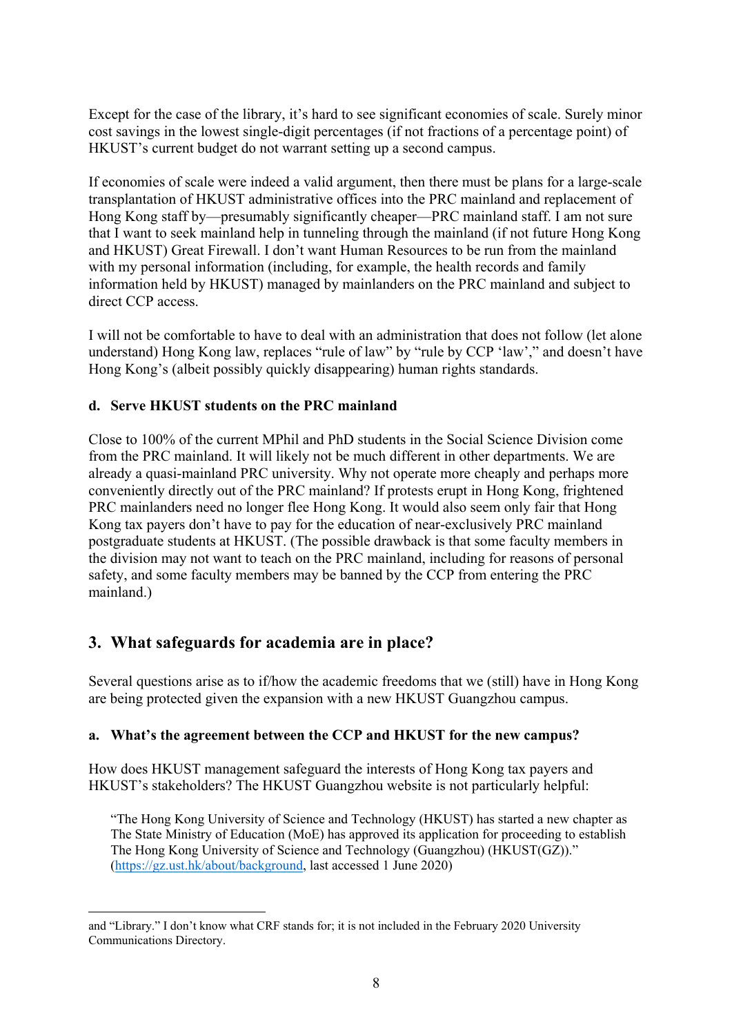Except for the case of the library, it's hard to see significant economies of scale. Surely minor cost savings in the lowest single-digit percentages (if not fractions of a percentage point) of HKUST's current budget do not warrant setting up a second campus.

If economies of scale were indeed a valid argument, then there must be plans for a large-scale transplantation of HKUST administrative offices into the PRC mainland and replacement of Hong Kong staff by—presumably significantly cheaper—PRC mainland staff. I am not sure that I want to seek mainland help in tunneling through the mainland (if not future Hong Kong and HKUST) Great Firewall. I don't want Human Resources to be run from the mainland with my personal information (including, for example, the health records and family information held by HKUST) managed by mainlanders on the PRC mainland and subject to direct CCP access.

I will not be comfortable to have to deal with an administration that does not follow (let alone understand) Hong Kong law, replaces "rule of law" by "rule by CCP 'law'," and doesn't have Hong Kong's (albeit possibly quickly disappearing) human rights standards.

#### d. Serve HKUST students on the PRC mainland

Close to 100% of the current MPhil and PhD students in the Social Science Division come from the PRC mainland. It will likely not be much different in other departments. We are already a quasi-mainland PRC university. Why not operate more cheaply and perhaps more conveniently directly out of the PRC mainland? If protests erupt in Hong Kong, frightened PRC mainlanders need no longer flee Hong Kong. It would also seem only fair that Hong Kong tax payers don't have to pay for the education of near-exclusively PRC mainland postgraduate students at HKUST. (The possible drawback is that some faculty members in the division may not want to teach on the PRC mainland, including for reasons of personal safety, and some faculty members may be banned by the CCP from entering the PRC mainland.)

## 3. What safeguards for academia are in place?

Several questions arise as to if/how the academic freedoms that we (still) have in Hong Kong are being protected given the expansion with a new HKUST Guangzhou campus.

#### a. What's the agreement between the CCP and HKUST for the new campus?

How does HKUST management safeguard the interests of Hong Kong tax payers and HKUST's stakeholders? The HKUST Guangzhou website is not particularly helpful:

> "The Hong Kong University of Science and Technology (HKUST) has started a new chapter as The State Ministry of Education (MoE) has approved its application for proceeding to establish The Hong Kong University of Science and Technology (Guangzhou) (HKUST(GZ))." (https://gz.ust.hk/about/background, last accessed 1 June 2020)

---

and "Library." I don't know what CRF stands for; it is not included in the February 2020 University Communications Directory.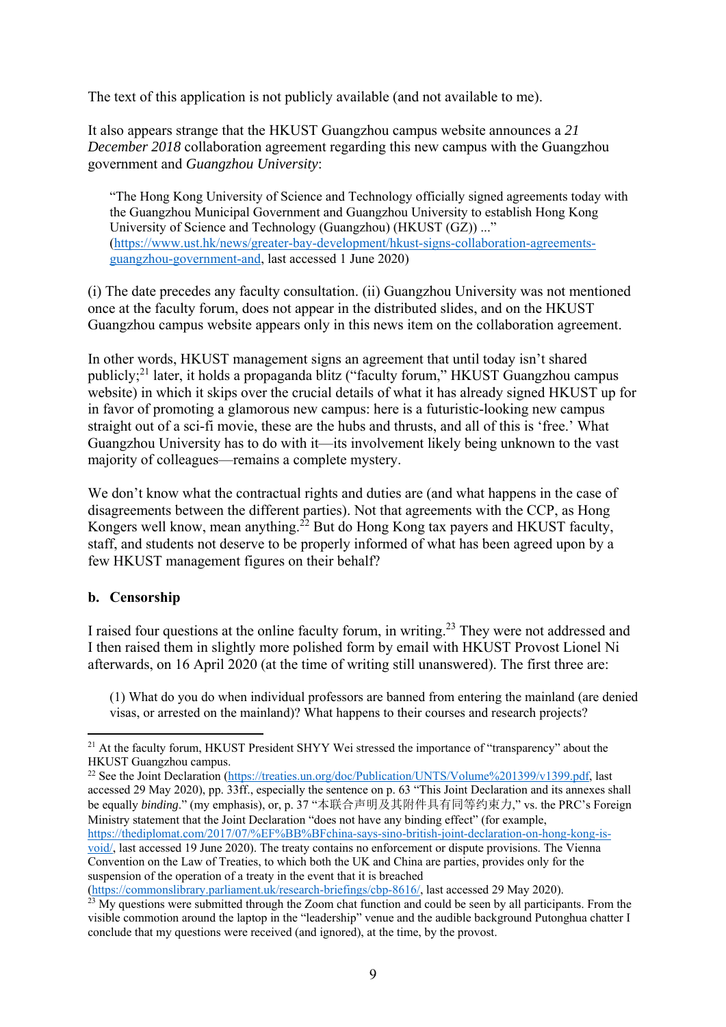The text of this application is not publicly available (and not available to me).

It also appears strange that the HKUST Guangzhou campus website announces a *21 December 2018* collaboration agreement regarding this new campus with the Guangzhou government and *Guangzhou University*:

> "The Hong Kong University of Science and Technology officially signed agreements today with the Guangzhou Municipal Government and Guangzhou University to establish Hong Kong University of Science and Technology (Guangzhou) (HKUST (GZ)) ..." (https://www.ust.hk/news/greater-bay-development/hkust-signs-collaboration-agreements-guangzhou-government-and, last accessed 1 June 2020)

(i) The date precedes any faculty consultation. (ii) Guangzhou University was not mentioned once at the faculty forum, does not appear in the distributed slides, and on the HKUST Guangzhou campus website appears only in this news item on the collaboration agreement.

In other words, HKUST management signs an agreement that until today isn't shared publicly;[21] later, it holds a propaganda blitz ("faculty forum," HKUST Guangzhou campus website) in which it skips over the crucial details of what it has already signed HKUST up for in favor of promoting a glamorous new campus: here is a futuristic-looking new campus straight out of a sci-fi movie, these are the hubs and thrusts, and all of this is 'free.' What Guangzhou University has to do with it—its involvement likely being unknown to the vast majority of colleagues—remains a complete mystery.

We don't know what the contractual rights and duties are (and what happens in the case of disagreements between the different parties). Not that agreements with the CCP, as Hong Kongers well know, mean anything.[22] But do Hong Kong tax payers and HKUST faculty, staff, and students not deserve to be properly informed of what has been agreed upon by a few HKUST management figures on their behalf?

### b. Censorship

I raised four questions at the online faculty forum, in writing.[23] They were not addressed and I then raised them in slightly more polished form by email with HKUST Provost Lionel Ni afterwards, on 16 April 2020 (at the time of writing still unanswered). The first three are:

> (1) What do you do when individual professors are banned from entering the mainland (are denied visas, or arrested on the mainland)? What happens to their courses and research projects?

---

[21] At the faculty forum, HKUST President SHYY Wei stressed the importance of "transparency" about the HKUST Guangzhou campus.

[22] See the Joint Declaration (https://treaties.un.org/doc/Publication/UNTS/Volume%201399/v1399.pdf, last accessed 29 May 2020), pp. 33ff., especially the sentence on p. 63 "This Joint Declaration and its annexes shall be equally *binding*." (my emphasis), or, p. 37 "本联合声明及其附件具有同等约束力," vs. the PRC's Foreign Ministry statement that the Joint Declaration "does not have any binding effect" (for example, https://thediplomat.com/2017/07/%EF%BB%BFchina-says-sino-british-joint-declaration-on-hong-kong-is-void/, last accessed 19 June 2020). The treaty contains no enforcement or dispute provisions. The Vienna Convention on the Law of Treaties, to which both the UK and China are parties, provides only for the suspension of the operation of a treaty in the event that it is breached (https://commonslibrary.parliament.uk/research-briefings/cbp-8616/, last accessed 29 May 2020).

[23] My questions were submitted through the Zoom chat function and could be seen by all participants. From the visible commotion around the laptop in the "leadership" venue and the audible background Putonghua chatter I conclude that my questions were received (and ignored), at the time, by the provost.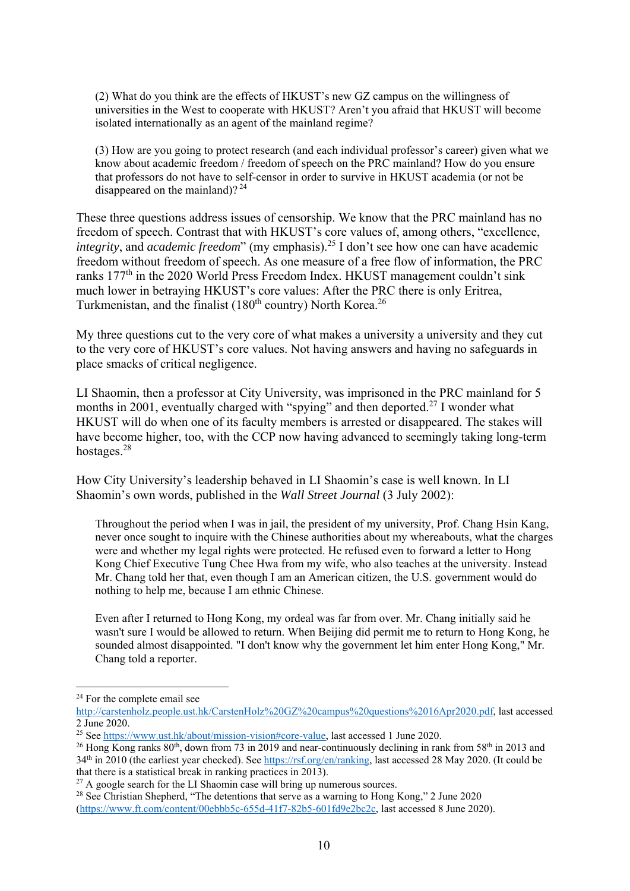> (2) What do you think are the effects of HKUST's new GZ campus on the willingness of universities in the West to cooperate with HKUST? Aren't you afraid that HKUST will become isolated internationally as an agent of the mainland regime?
>
> (3) How are you going to protect research (and each individual professor's career) given what we know about academic freedom / freedom of speech on the PRC mainland? How do you ensure that professors do not have to self-censor in order to survive in HKUST academia (or not be disappeared on the mainland)? [24]

These three questions address issues of censorship. We know that the PRC mainland has no freedom of speech. Contrast that with HKUST's core values of, among others, "excellence, *integrity*, and *academic freedom*" (my emphasis).[25] I don't see how one can have academic freedom without freedom of speech. As one measure of a free flow of information, the PRC ranks 177th in the 2020 World Press Freedom Index. HKUST management couldn't sink much lower in betraying HKUST's core values: After the PRC there is only Eritrea, Turkmenistan, and the finalist (180th country) North Korea.[26]

My three questions cut to the very core of what makes a university a university and they cut to the very core of HKUST's core values. Not having answers and having no safeguards in place smacks of critical negligence.

LI Shaomin, then a professor at City University, was imprisoned in the PRC mainland for 5 months in 2001, eventually charged with "spying" and then deported.[27] I wonder what HKUST will do when one of its faculty members is arrested or disappeared. The stakes will have become higher, too, with the CCP now having advanced to seemingly taking long-term hostages.[28]

How City University's leadership behaved in LI Shaomin's case is well known. In LI Shaomin's own words, published in the *Wall Street Journal* (3 July 2002):

> Throughout the period when I was in jail, the president of my university, Prof. Chang Hsin Kang, never once sought to inquire with the Chinese authorities about my whereabouts, what the charges were and whether my legal rights were protected. He refused even to forward a letter to Hong Kong Chief Executive Tung Chee Hwa from my wife, who also teaches at the university. Instead Mr. Chang told her that, even though I am an American citizen, the U.S. government would do nothing to help me, because I am ethnic Chinese.
>
> Even after I returned to Hong Kong, my ordeal was far from over. Mr. Chang initially said he wasn't sure I would be allowed to return. When Beijing did permit me to return to Hong Kong, he sounded almost disappointed. "I don't know why the government let him enter Hong Kong," Mr. Chang told a reporter.

---

[24] For the complete email see http://carstenholz.people.ust.hk/CarstenHolz%20GZ%20campus%20questions%2016Apr2020.pdf, last accessed 2 June 2020.

[25] See https://www.ust.hk/about/mission-vision#core-value, last accessed 1 June 2020.

[26] Hong Kong ranks 80th, down from 73 in 2019 and near-continuously declining in rank from 58th in 2013 and 34th in 2010 (the earliest year checked). See https://rsf.org/en/ranking, last accessed 28 May 2020. (It could be that there is a statistical break in ranking practices in 2013).

[27] A google search for the LI Shaomin case will bring up numerous sources.

[28] See Christian Shepherd, "The detentions that serve as a warning to Hong Kong," 2 June 2020 (https://www.ft.com/content/00ebbb5c-655d-41f7-82b5-601fd9e2bc2c, last accessed 8 June 2020).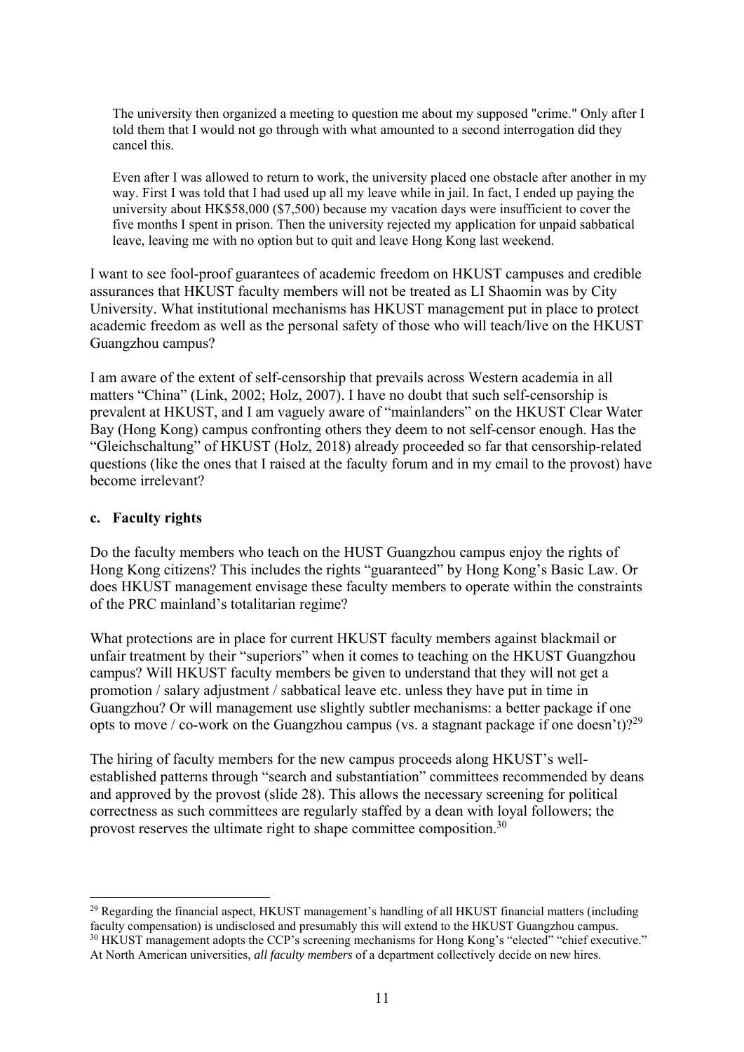> The university then organized a meeting to question me about my supposed "crime." Only after I told them that I would not go through with what amounted to a second interrogation did they cancel this.
>
> Even after I was allowed to return to work, the university placed one obstacle after another in my way. First I was told that I had used up all my leave while in jail. In fact, I ended up paying the university about HK$58,000 ($7,500) because my vacation days were insufficient to cover the five months I spent in prison. Then the university rejected my application for unpaid sabbatical leave, leaving me with no option but to quit and leave Hong Kong last weekend.

I want to see fool-proof guarantees of academic freedom on HKUST campuses and credible assurances that HKUST faculty members will not be treated as LI Shaomin was by City University. What institutional mechanisms has HKUST management put in place to protect academic freedom as well as the personal safety of those who will teach/live on the HKUST Guangzhou campus?

I am aware of the extent of self-censorship that prevails across Western academia in all matters "China" (Link, 2002; Holz, 2007). I have no doubt that such self-censorship is prevalent at HKUST, and I am vaguely aware of "mainlanders" on the HKUST Clear Water Bay (Hong Kong) campus confronting others they deem to not self-censor enough. Has the "Gleichschaltung" of HKUST (Holz, 2018) already proceeded so far that censorship-related questions (like the ones that I raised at the faculty forum and in my email to the provost) have become irrelevant?

### c. Faculty rights

Do the faculty members who teach on the HUST Guangzhou campus enjoy the rights of Hong Kong citizens? This includes the rights "guaranteed" by Hong Kong's Basic Law. Or does HKUST management envisage these faculty members to operate within the constraints of the PRC mainland's totalitarian regime?

What protections are in place for current HKUST faculty members against blackmail or unfair treatment by their "superiors" when it comes to teaching on the HKUST Guangzhou campus? Will HKUST faculty members be given to understand that they will not get a promotion / salary adjustment / sabbatical leave etc. unless they have put in time in Guangzhou? Or will management use slightly subtler mechanisms: a better package if one opts to move / co-work on the Guangzhou campus (vs. a stagnant package if one doesn't)?[29]

The hiring of faculty members for the new campus proceeds along HKUST's well-established patterns through "search and substantiation" committees recommended by deans and approved by the provost (slide 28). This allows the necessary screening for political correctness as such committees are regularly staffed by a dean with loyal followers; the provost reserves the ultimate right to shape committee composition.[30]

---

[29] Regarding the financial aspect, HKUST management's handling of all HKUST financial matters (including faculty compensation) is undisclosed and presumably this will extend to the HKUST Guangzhou campus.

[30] HKUST management adopts the CCP's screening mechanisms for Hong Kong's "elected" "chief executive." At North American universities, *all faculty members* of a department collectively decide on new hires.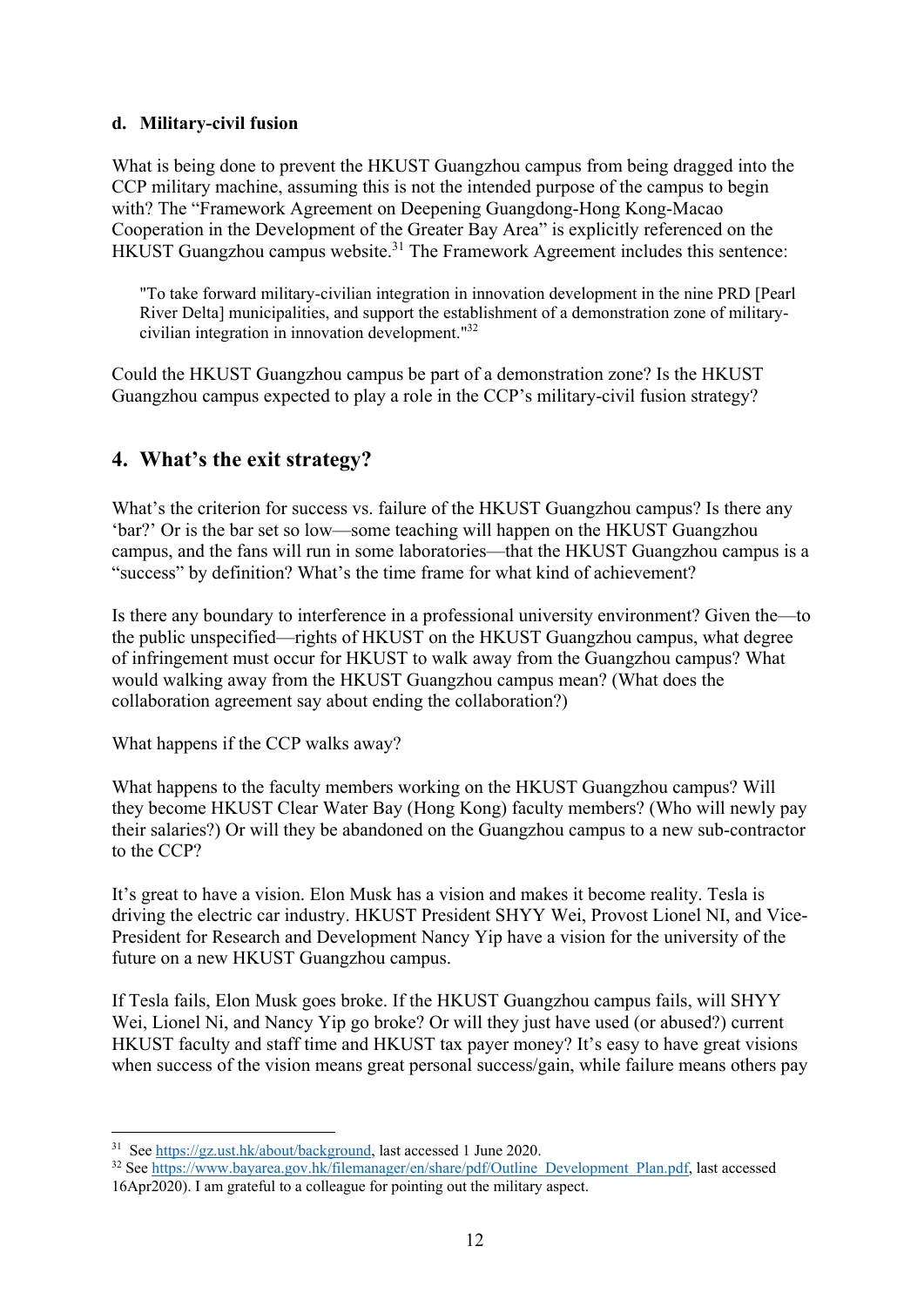#### d. Military-civil fusion

What is being done to prevent the HKUST Guangzhou campus from being dragged into the CCP military machine, assuming this is not the intended purpose of the campus to begin with? The "Framework Agreement on Deepening Guangdong-Hong Kong-Macao Cooperation in the Development of the Greater Bay Area" is explicitly referenced on the HKUST Guangzhou campus website.[31] The Framework Agreement includes this sentence:

> "To take forward military-civilian integration in innovation development in the nine PRD [Pearl River Delta] municipalities, and support the establishment of a demonstration zone of military-civilian integration in innovation development."[32]

Could the HKUST Guangzhou campus be part of a demonstration zone? Is the HKUST Guangzhou campus expected to play a role in the CCP's military-civil fusion strategy?

## 4. What's the exit strategy?

What's the criterion for success vs. failure of the HKUST Guangzhou campus? Is there any 'bar?' Or is the bar set so low—some teaching will happen on the HKUST Guangzhou campus, and the fans will run in some laboratories—that the HKUST Guangzhou campus is a "success" by definition? What's the time frame for what kind of achievement?

Is there any boundary to interference in a professional university environment? Given the—to the public unspecified—rights of HKUST on the HKUST Guangzhou campus, what degree of infringement must occur for HKUST to walk away from the Guangzhou campus? What would walking away from the HKUST Guangzhou campus mean? (What does the collaboration agreement say about ending the collaboration?)

What happens if the CCP walks away?

What happens to the faculty members working on the HKUST Guangzhou campus? Will they become HKUST Clear Water Bay (Hong Kong) faculty members? (Who will newly pay their salaries?) Or will they be abandoned on the Guangzhou campus to a new sub-contractor to the CCP?

It's great to have a vision. Elon Musk has a vision and makes it become reality. Tesla is driving the electric car industry. HKUST President SHYY Wei, Provost Lionel NI, and Vice-President for Research and Development Nancy Yip have a vision for the university of the future on a new HKUST Guangzhou campus.

If Tesla fails, Elon Musk goes broke. If the HKUST Guangzhou campus fails, will SHYY Wei, Lionel Ni, and Nancy Yip go broke? Or will they just have used (or abused?) current HKUST faculty and staff time and HKUST tax payer money? It's easy to have great visions when success of the vision means great personal success/gain, while failure means others pay

---

[31] See https://gz.ust.hk/about/background, last accessed 1 June 2020.

[32] See https://www.bayarea.gov.hk/filemanager/en/share/pdf/Outline_Development_Plan.pdf, last accessed 16Apr2020). I am grateful to a colleague for pointing out the military aspect.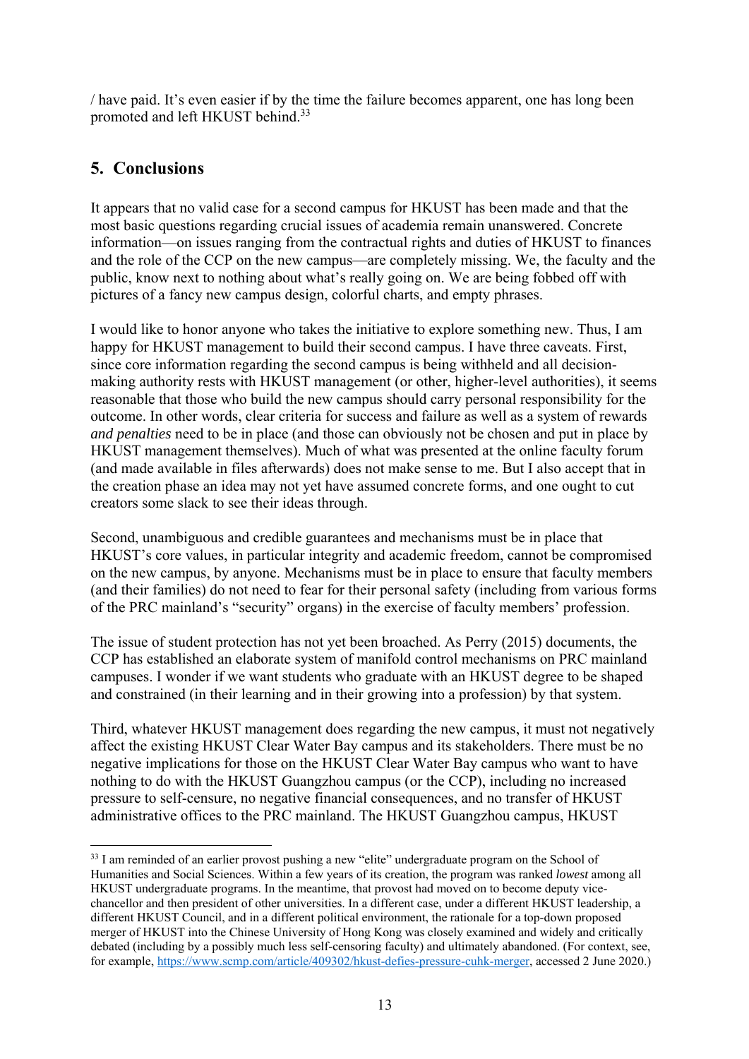/ have paid. It's even easier if by the time the failure becomes apparent, one has long been promoted and left HKUST behind.[33]

## 5. Conclusions

It appears that no valid case for a second campus for HKUST has been made and that the most basic questions regarding crucial issues of academia remain unanswered. Concrete information—on issues ranging from the contractual rights and duties of HKUST to finances and the role of the CCP on the new campus—are completely missing. We, the faculty and the public, know next to nothing about what's really going on. We are being fobbed off with pictures of a fancy new campus design, colorful charts, and empty phrases.

I would like to honor anyone who takes the initiative to explore something new. Thus, I am happy for HKUST management to build their second campus. I have three caveats. First, since core information regarding the second campus is being withheld and all decision-making authority rests with HKUST management (or other, higher-level authorities), it seems reasonable that those who build the new campus should carry personal responsibility for the outcome. In other words, clear criteria for success and failure as well as a system of rewards *and penalties* need to be in place (and those can obviously not be chosen and put in place by HKUST management themselves). Much of what was presented at the online faculty forum (and made available in files afterwards) does not make sense to me. But I also accept that in the creation phase an idea may not yet have assumed concrete forms, and one ought to cut creators some slack to see their ideas through.

Second, unambiguous and credible guarantees and mechanisms must be in place that HKUST's core values, in particular integrity and academic freedom, cannot be compromised on the new campus, by anyone. Mechanisms must be in place to ensure that faculty members (and their families) do not need to fear for their personal safety (including from various forms of the PRC mainland's "security" organs) in the exercise of faculty members' profession.

The issue of student protection has not yet been broached. As Perry (2015) documents, the CCP has established an elaborate system of manifold control mechanisms on PRC mainland campuses. I wonder if we want students who graduate with an HKUST degree to be shaped and constrained (in their learning and in their growing into a profession) by that system.

Third, whatever HKUST management does regarding the new campus, it must not negatively affect the existing HKUST Clear Water Bay campus and its stakeholders. There must be no negative implications for those on the HKUST Clear Water Bay campus who want to have nothing to do with the HKUST Guangzhou campus (or the CCP), including no increased pressure to self-censure, no negative financial consequences, and no transfer of HKUST administrative offices to the PRC mainland. The HKUST Guangzhou campus, HKUST

---

[33] I am reminded of an earlier provost pushing a new "elite" undergraduate program on the School of Humanities and Social Sciences. Within a few years of its creation, the program was ranked *lowest* among all HKUST undergraduate programs. In the meantime, that provost had moved on to become deputy vice-chancellor and then president of other universities. In a different case, under a different HKUST leadership, a different HKUST Council, and in a different political environment, the rationale for a top-down proposed merger of HKUST into the Chinese University of Hong Kong was closely examined and widely and critically debated (including by a possibly much less self-censoring faculty) and ultimately abandoned. (For context, see, for example, https://www.scmp.com/article/409302/hkust-defies-pressure-cuhk-merger, accessed 2 June 2020.)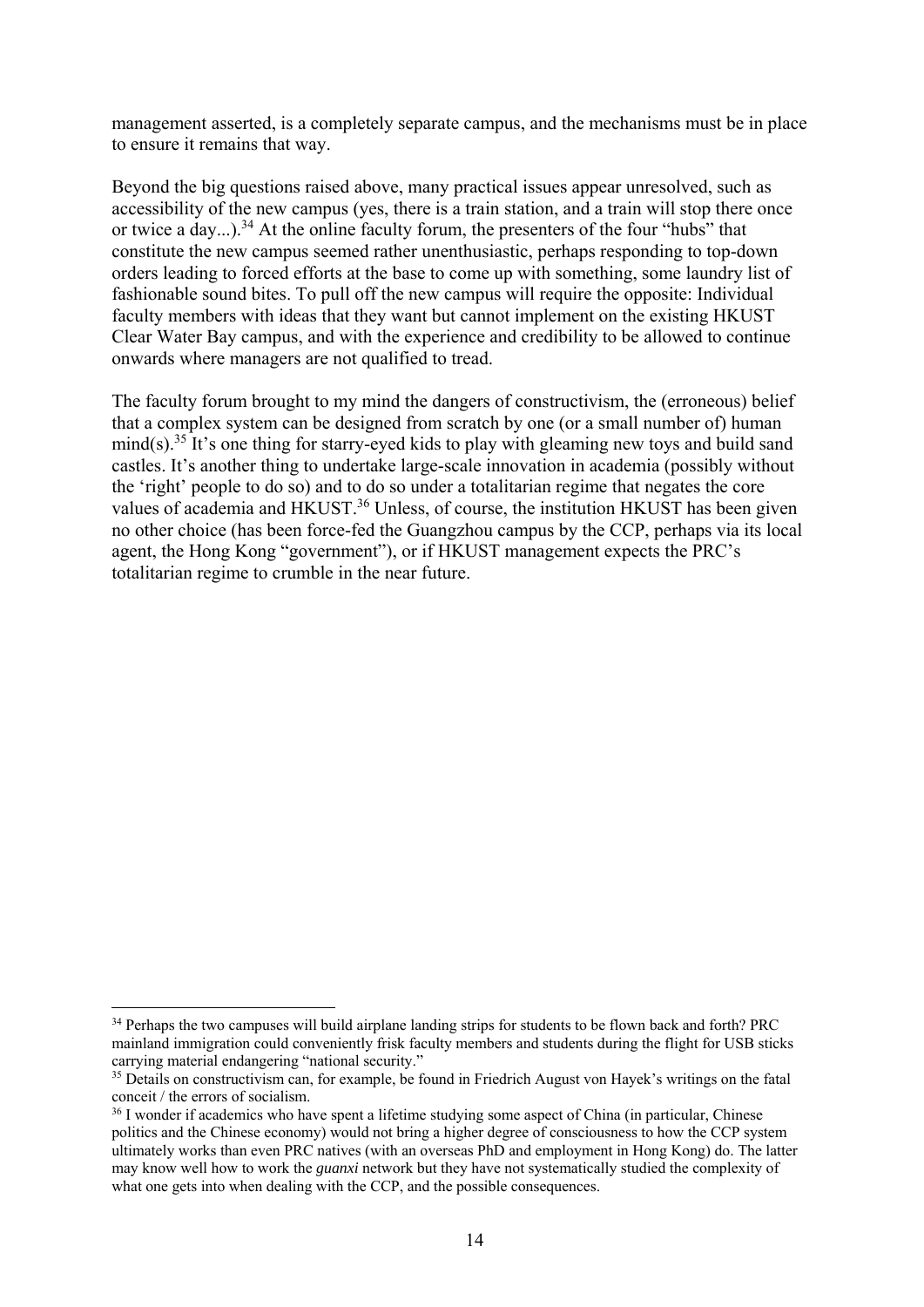management asserted, is a completely separate campus, and the mechanisms must be in place to ensure it remains that way.

Beyond the big questions raised above, many practical issues appear unresolved, such as accessibility of the new campus (yes, there is a train station, and a train will stop there once or twice a day...).[34] At the online faculty forum, the presenters of the four "hubs" that constitute the new campus seemed rather unenthusiastic, perhaps responding to top-down orders leading to forced efforts at the base to come up with something, some laundry list of fashionable sound bites. To pull off the new campus will require the opposite: Individual faculty members with ideas that they want but cannot implement on the existing HKUST Clear Water Bay campus, and with the experience and credibility to be allowed to continue onwards where managers are not qualified to tread.

The faculty forum brought to my mind the dangers of constructivism, the (erroneous) belief that a complex system can be designed from scratch by one (or a small number of) human mind(s).[35] It's one thing for starry-eyed kids to play with gleaming new toys and build sand castles. It's another thing to undertake large-scale innovation in academia (possibly without the 'right' people to do so) and to do so under a totalitarian regime that negates the core values of academia and HKUST.[36] Unless, of course, the institution HKUST has been given no other choice (has been force-fed the Guangzhou campus by the CCP, perhaps via its local agent, the Hong Kong "government"), or if HKUST management expects the PRC's totalitarian regime to crumble in the near future.

---

[34] Perhaps the two campuses will build airplane landing strips for students to be flown back and forth? PRC mainland immigration could conveniently frisk faculty members and students during the flight for USB sticks carrying material endangering "national security."

[35] Details on constructivism can, for example, be found in Friedrich August von Hayek's writings on the fatal conceit / the errors of socialism.

[36] I wonder if academics who have spent a lifetime studying some aspect of China (in particular, Chinese politics and the Chinese economy) would not bring a higher degree of consciousness to how the CCP system ultimately works than even PRC natives (with an overseas PhD and employment in Hong Kong) do. The latter may know well how to work the ***guanxi*** network but they have not systematically studied the complexity of what one gets into when dealing with the CCP, and the possible consequences.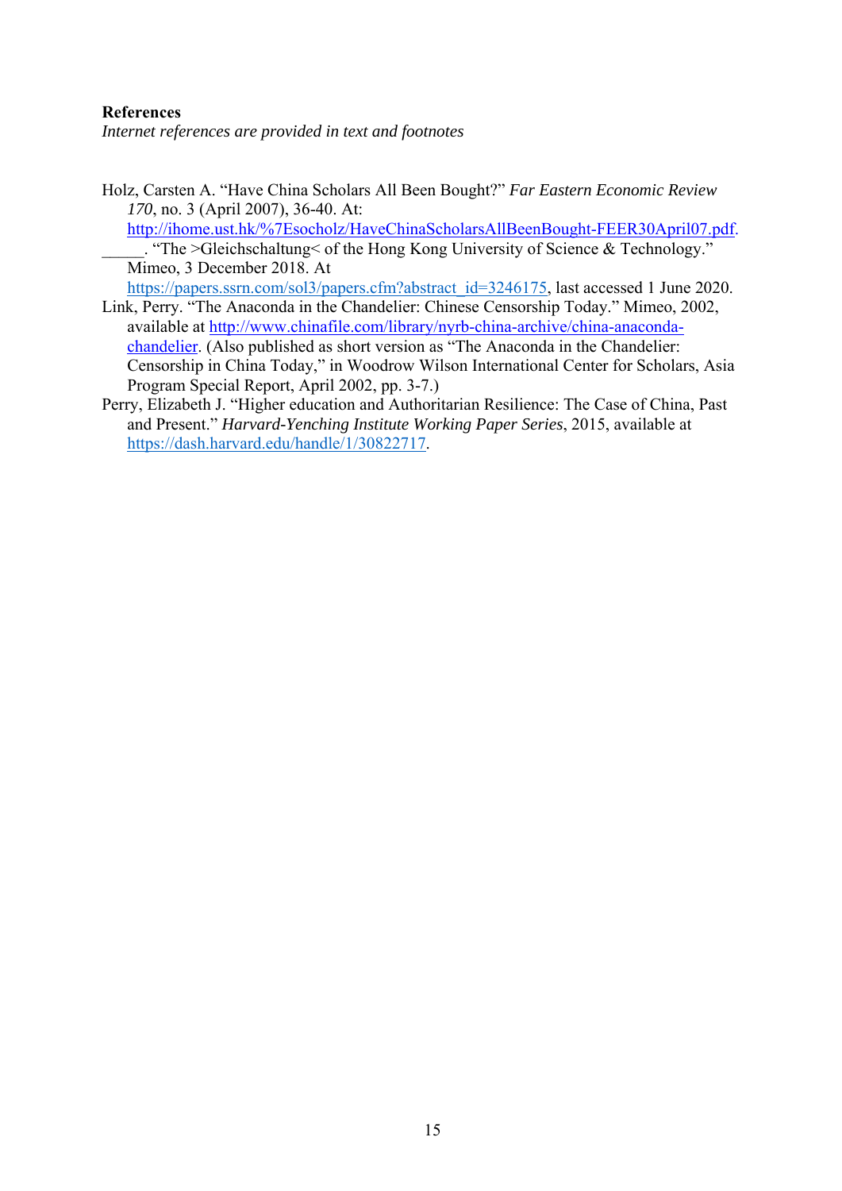**References**

*Internet references are provided in text and footnotes*

Holz, Carsten A. “Have China Scholars All Been Bought?” *Far Eastern Economic Review 170*, no. 3 (April 2007), 36-40. At: http://ihome.ust.hk/%7Esocholz/HaveChinaScholarsAllBeenBought-FEER30April07.pdf.

_____. “The >Gleichschaltung< of the Hong Kong University of Science & Technology.” Mimeo, 3 December 2018. At https://papers.ssrn.com/sol3/papers.cfm?abstract_id=3246175, last accessed 1 June 2020.

Link, Perry. “The Anaconda in the Chandelier: Chinese Censorship Today.” Mimeo, 2002, available at http://www.chinafile.com/library/nyrb-china-archive/china-anaconda-chandelier. (Also published as short version as “The Anaconda in the Chandelier: Censorship in China Today,” in Woodrow Wilson International Center for Scholars, Asia Program Special Report, April 2002, pp. 3-7.)

Perry, Elizabeth J. “Higher education and Authoritarian Resilience: The Case of China, Past and Present.” *Harvard-Yenching Institute Working Paper Series*, 2015, available at https://dash.harvard.edu/handle/1/30822717.